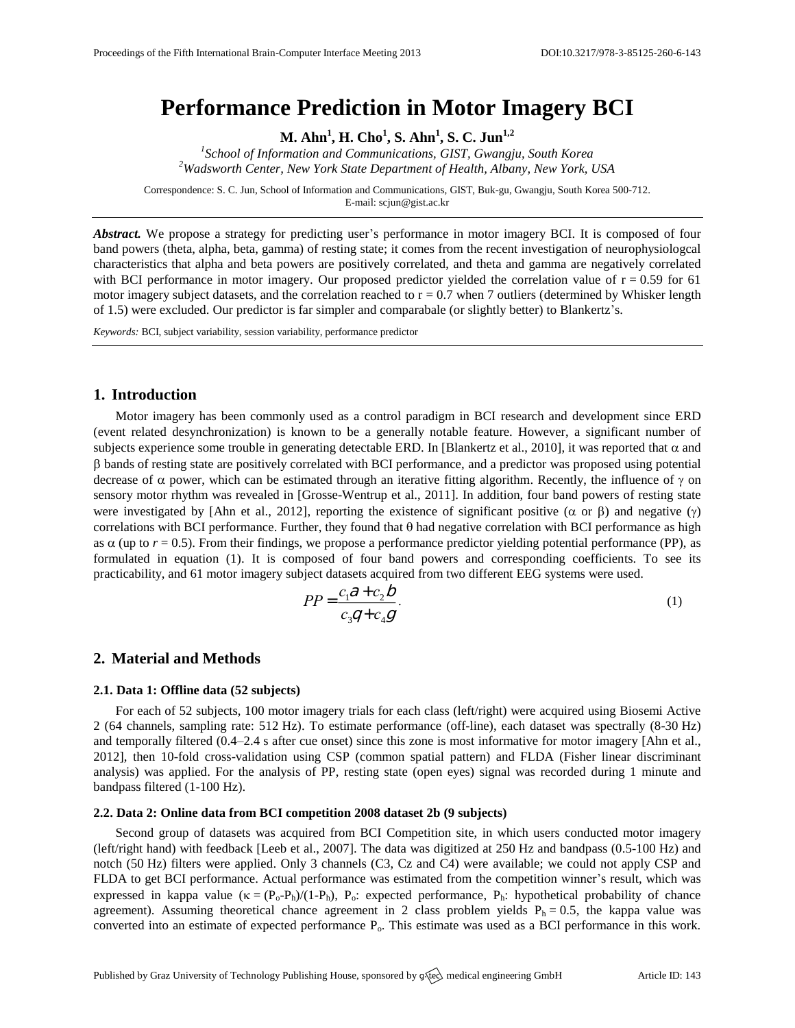# Performance Prediction in Motor Imagery BCI

**M. Ahn[1], H. Cho[1], S. Ahn[1], S. C. Jun[1,2]**

[1]*School of Information and Communications, GIST, Gwangju, South Korea*
[2]*Wadsworth Center, New York State Department of Health, Albany, New York, USA*

Correspondence: S. C. Jun, School of Information and Communications, GIST, Buk-gu, Gwangju, South Korea 500-712.
E-mail: scjun@gist.ac.kr

***Abstract.*** We propose a strategy for predicting user's performance in motor imagery BCI. It is composed of four band powers (theta, alpha, beta, gamma) of resting state; it comes from the recent investigation of neurophysiologcal characteristics that alpha and beta powers are positively correlated, and theta and gamma are negatively correlated with BCI performance in motor imagery. Our proposed predictor yielded the correlation value of $r = 0.59$ for 61 motor imagery subject datasets, and the correlation reached to $r = 0.7$ when 7 outliers (determined by Whisker length of 1.5) were excluded. Our predictor is far simpler and comparabale (or slightly better) to Blankertz's.

*Keywords:* BCI, subject variability, session variability, performance predictor

## 1. Introduction

Motor imagery has been commonly used as a control paradigm in BCI research and development since ERD (event related desynchronization) is known to be a generally notable feature. However, a significant number of subjects experience some trouble in generating detectable ERD. In [Blankertz et al., 2010], it was reported that $\alpha$ and $\beta$ bands of resting state are positively correlated with BCI performance, and a predictor was proposed using potential decrease of $\alpha$ power, which can be estimated through an iterative fitting algorithm. Recently, the influence of $\gamma$ on sensory motor rhythm was revealed in [Grosse-Wentrup et al., 2011]. In addition, four band powers of resting state were investigated by [Ahn et al., 2012], reporting the existence of significant positive ($\alpha$ or $\beta$) and negative ($\gamma$) correlations with BCI performance. Further, they found that $\theta$ had negative correlation with BCI performance as high as $\alpha$ (up to $r = 0.5$). From their findings, we propose a performance predictor yielding potential performance (PP), as formulated in equation (1). It is composed of four band powers and corresponding coefficients. To see its practicability, and 61 motor imagery subject datasets acquired from two different EEG systems were used.

$$PP = \frac{c_1\alpha + c_2\beta}{c_3\theta + c_4\gamma}. \tag{1}$$

## 2. Material and Methods

### 2.1. Data 1: Offline data (52 subjects)

For each of 52 subjects, 100 motor imagery trials for each class (left/right) were acquired using Biosemi Active 2 (64 channels, sampling rate: 512 Hz). To estimate performance (off-line), each dataset was spectrally (8-30 Hz) and temporally filtered (0.4–2.4 s after cue onset) since this zone is most informative for motor imagery [Ahn et al., 2012], then 10-fold cross-validation using CSP (common spatial pattern) and FLDA (Fisher linear discriminant analysis) was applied. For the analysis of PP, resting state (open eyes) signal was recorded during 1 minute and bandpass filtered (1-100 Hz).

### 2.2. Data 2: Online data from BCI competition 2008 dataset 2b (9 subjects)

Second group of datasets was acquired from BCI Competition site, in which users conducted motor imagery (left/right hand) with feedback [Leeb et al., 2007]. The data was digitized at 250 Hz and bandpass (0.5-100 Hz) and notch (50 Hz) filters were applied. Only 3 channels (C3, Cz and C4) were available; we could not apply CSP and FLDA to get BCI performance. Actual performance was estimated from the competition winner's result, which was expressed in kappa value ($\kappa = (P_o-P_h)/(1-P_h)$, $P_o$: expected performance, $P_h$: hypothetical probability of chance agreement). Assuming theoretical chance agreement in 2 class problem yields $P_h = 0.5$, the kappa value was converted into an estimate of expected performance $P_o$. This estimate was used as a BCI performance in this work.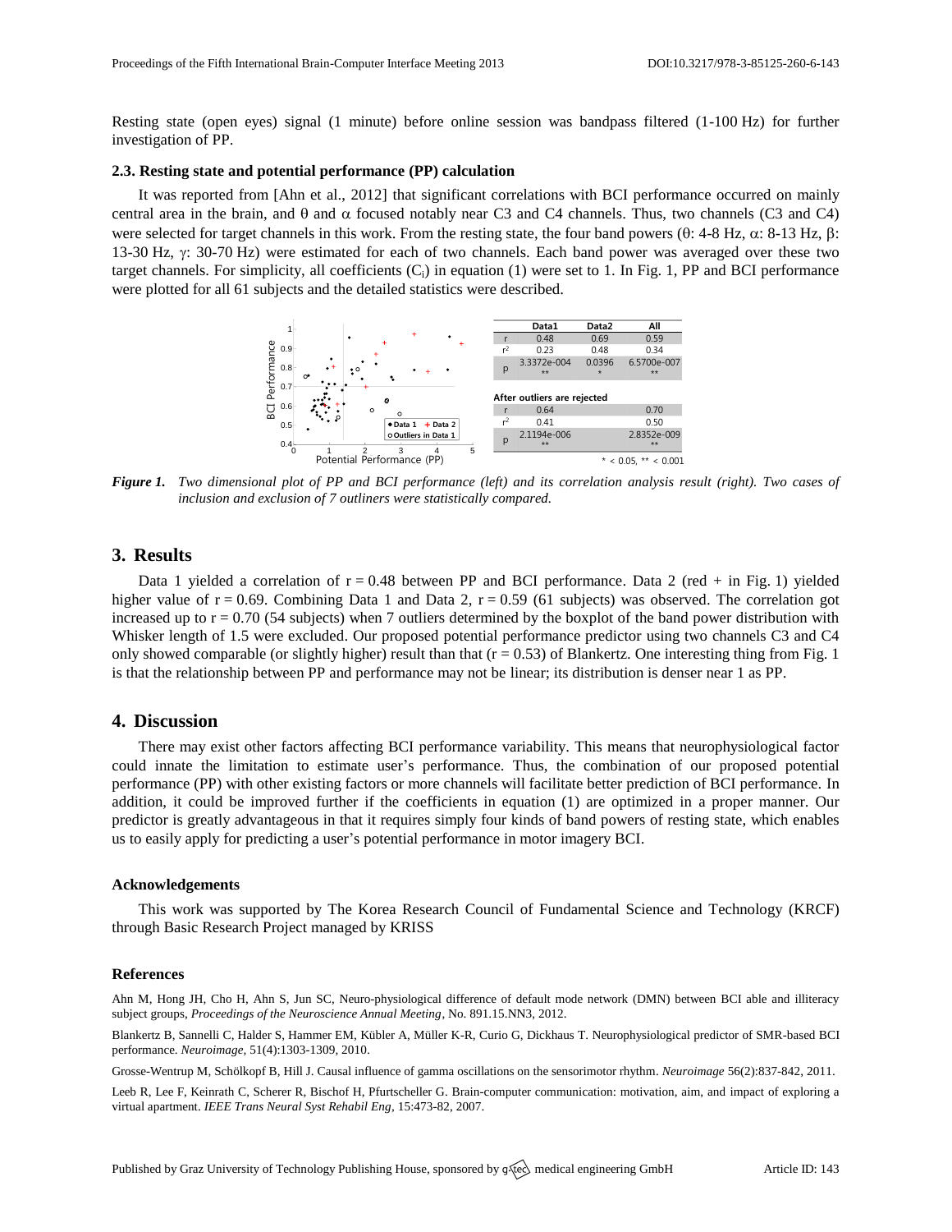Resting state (open eyes) signal (1 minute) before online session was bandpass filtered (1-100 Hz) for further investigation of PP.

### 2.3. Resting state and potential performance (PP) calculation

It was reported from [Ahn et al., 2012] that significant correlations with BCI performance occurred on mainly central area in the brain, and θ and α focused notably near C3 and C4 channels. Thus, two channels (C3 and C4) were selected for target channels in this work. From the resting state, the four band powers (θ: 4-8 Hz, α: 8-13 Hz, β: 13-30 Hz, γ: 30-70 Hz) were estimated for each of two channels. Each band power was averaged over these two target channels. For simplicity, all coefficients ($C_i$) in equation (1) were set to 1. In Fig. 1, PP and BCI performance were plotted for all 61 subjects and the detailed statistics were described.

BCI Performance
Potential Performance (PP)
Data 1 + Data 2
Outliers in Data 1

| | Data1 | Data2 | All |
|---|---|---|---|
| r | 0.48 | 0.69 | 0.59 |
| $r^2$ | 0.23 | 0.48 | 0.34 |
| p | 3.3372e-004 ** | 0.0396 * | 6.5700e-007 ** |
| **After outliers are rejected** | | | |
| r | 0.64 | | 0.70 |
| $r^2$ | 0.41 | | 0.50 |
| p | 2.1194e-006 ** | | 2.8352e-009 ** |

\* < 0.05, ** < 0.001

***Figure 1.*** *Two dimensional plot of PP and BCI performance (left) and its correlation analysis result (right). Two cases of inclusion and exclusion of 7 outliners were statistically compared.*

## 3. Results

Data 1 yielded a correlation of r = 0.48 between PP and BCI performance. Data 2 (red + in Fig. 1) yielded higher value of r = 0.69. Combining Data 1 and Data 2, r = 0.59 (61 subjects) was observed. The correlation got increased up to r = 0.70 (54 subjects) when 7 outliers determined by the boxplot of the band power distribution with Whisker length of 1.5 were excluded. Our proposed potential performance predictor using two channels C3 and C4 only showed comparable (or slightly higher) result than that (r = 0.53) of Blankertz. One interesting thing from Fig. 1 is that the relationship between PP and performance may not be linear; its distribution is denser near 1 as PP.

## 4. Discussion

There may exist other factors affecting BCI performance variability. This means that neurophysiological factor could innate the limitation to estimate user's performance. Thus, the combination of our proposed potential performance (PP) with other existing factors or more channels will facilitate better prediction of BCI performance. In addition, it could be improved further if the coefficients in equation (1) are optimized in a proper manner. Our predictor is greatly advantageous in that it requires simply four kinds of band powers of resting state, which enables us to easily apply for predicting a user's potential performance in motor imagery BCI.

### Acknowledgements

This work was supported by The Korea Research Council of Fundamental Science and Technology (KRCF) through Basic Research Project managed by KRISS

### References

Ahn M, Hong JH, Cho H, Ahn S, Jun SC, Neuro-physiological difference of default mode network (DMN) between BCI able and illiteracy subject groups, *Proceedings of the Neuroscience Annual Meeting*, No. 891.15.NN3, 2012.

Blankertz B, Sannelli C, Halder S, Hammer EM, Kübler A, Müller K-R, Curio G, Dickhaus T. Neurophysiological predictor of SMR-based BCI performance. *Neuroimage*, 51(4):1303-1309, 2010.

Grosse-Wentrup M, Schölkopf B, Hill J. Causal influence of gamma oscillations on the sensorimotor rhythm. *Neuroimage* 56(2):837-842, 2011.

Leeb R, Lee F, Keinrath C, Scherer R, Bischof H, Pfurtscheller G. Brain-computer communication: motivation, aim, and impact of exploring a virtual apartment. *IEEE Trans Neural Syst Rehabil Eng*, 15:473-82, 2007.